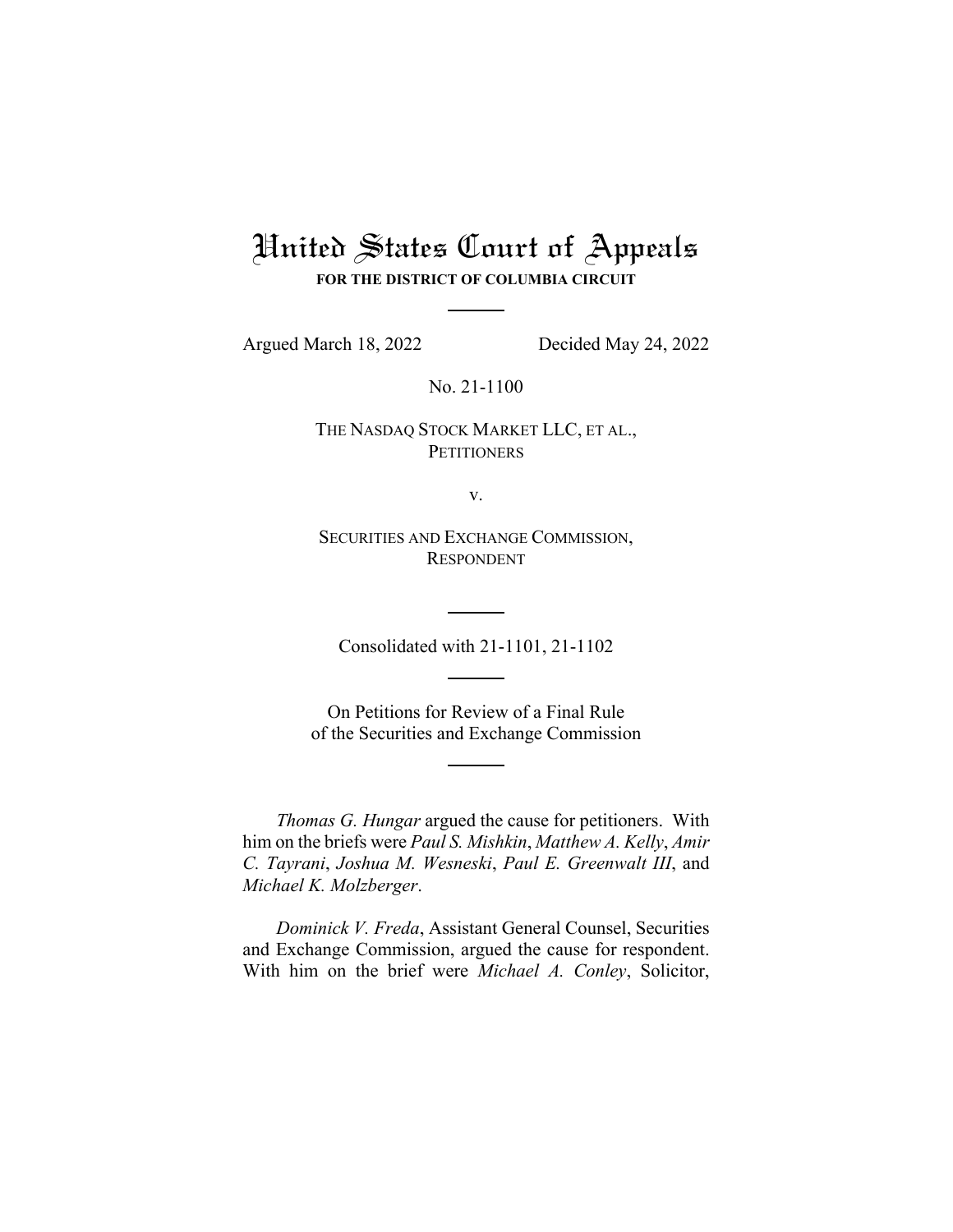# United States Court of Appeals

**FOR THE DISTRICT OF COLUMBIA CIRCUIT**

---

Argued March 18, 2022 Decided May 24, 2022

No. 21-1100

THE NASDAQ STOCK MARKET LLC, ET AL.,
PETITIONERS

v.

SECURITIES AND EXCHANGE COMMISSION,
RESPONDENT

---

Consolidated with 21-1101, 21-1102

---

On Petitions for Review of a Final Rule
of the Securities and Exchange Commission

---

*Thomas G. Hungar* argued the cause for petitioners. With him on the briefs were *Paul S. Mishkin*, *Matthew A. Kelly*, *Amir C. Tayrani*, *Joshua M. Wesneski*, *Paul E. Greenwalt III*, and *Michael K. Molzberger*.

*Dominick V. Freda*, Assistant General Counsel, Securities and Exchange Commission, argued the cause for respondent. With him on the brief were *Michael A. Conley*, Solicitor,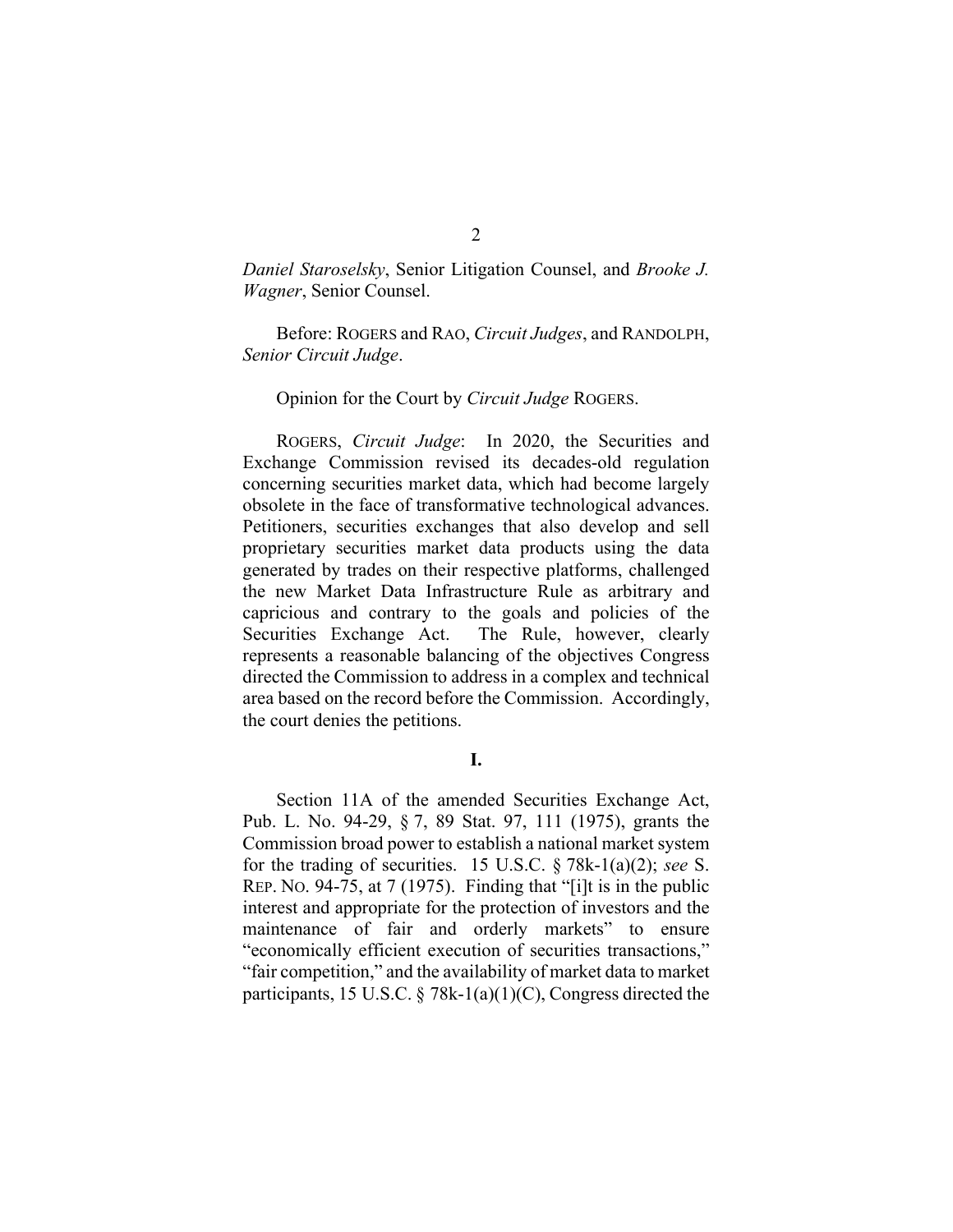*Daniel Staroselsky*, Senior Litigation Counsel, and *Brooke J. Wagner*, Senior Counsel.

Before: ROGERS and RAO, *Circuit Judges*, and RANDOLPH, *Senior Circuit Judge*.

Opinion for the Court by *Circuit Judge* ROGERS.

ROGERS, *Circuit Judge*: In 2020, the Securities and Exchange Commission revised its decades-old regulation concerning securities market data, which had become largely obsolete in the face of transformative technological advances. Petitioners, securities exchanges that also develop and sell proprietary securities market data products using the data generated by trades on their respective platforms, challenged the new Market Data Infrastructure Rule as arbitrary and capricious and contrary to the goals and policies of the Securities Exchange Act. The Rule, however, clearly represents a reasonable balancing of the objectives Congress directed the Commission to address in a complex and technical area based on the record before the Commission. Accordingly, the court denies the petitions.

**I.**

Section 11A of the amended Securities Exchange Act, Pub. L. No. 94-29, § 7, 89 Stat. 97, 111 (1975), grants the Commission broad power to establish a national market system for the trading of securities. 15 U.S.C. § 78k-1(a)(2); *see* S. REP. NO. 94-75, at 7 (1975). Finding that "[i]t is in the public interest and appropriate for the protection of investors and the maintenance of fair and orderly markets" to ensure "economically efficient execution of securities transactions," "fair competition," and the availability of market data to market participants, 15 U.S.C. § 78k-1(a)(1)(C), Congress directed the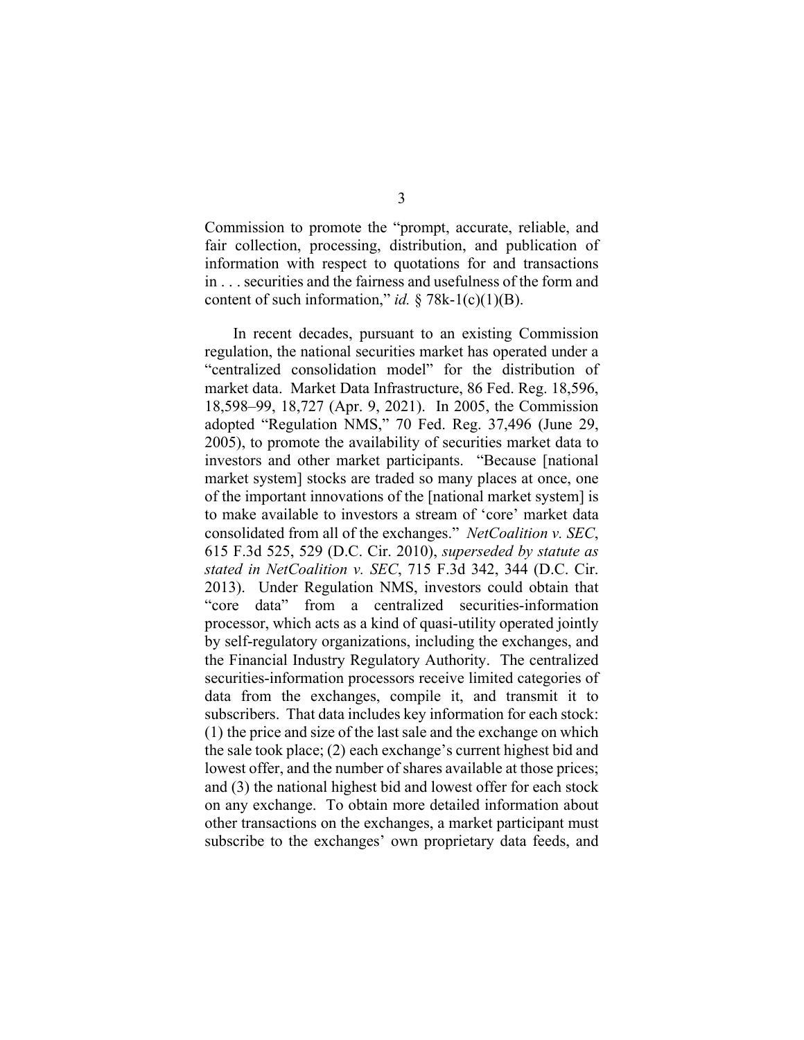Commission to promote the "prompt, accurate, reliable, and fair collection, processing, distribution, and publication of information with respect to quotations for and transactions in . . . securities and the fairness and usefulness of the form and content of such information," *id.* § 78k-1(c)(1)(B).

In recent decades, pursuant to an existing Commission regulation, the national securities market has operated under a "centralized consolidation model" for the distribution of market data. Market Data Infrastructure, 86 Fed. Reg. 18,596, 18,598–99, 18,727 (Apr. 9, 2021). In 2005, the Commission adopted "Regulation NMS," 70 Fed. Reg. 37,496 (June 29, 2005), to promote the availability of securities market data to investors and other market participants. "Because [national market system] stocks are traded so many places at once, one of the important innovations of the [national market system] is to make available to investors a stream of 'core' market data consolidated from all of the exchanges." *NetCoalition v. SEC*, 615 F.3d 525, 529 (D.C. Cir. 2010), *superseded by statute as stated in NetCoalition v. SEC*, 715 F.3d 342, 344 (D.C. Cir. 2013). Under Regulation NMS, investors could obtain that "core data" from a centralized securities-information processor, which acts as a kind of quasi-utility operated jointly by self-regulatory organizations, including the exchanges, and the Financial Industry Regulatory Authority. The centralized securities-information processors receive limited categories of data from the exchanges, compile it, and transmit it to subscribers. That data includes key information for each stock: (1) the price and size of the last sale and the exchange on which the sale took place; (2) each exchange's current highest bid and lowest offer, and the number of shares available at those prices; and (3) the national highest bid and lowest offer for each stock on any exchange. To obtain more detailed information about other transactions on the exchanges, a market participant must subscribe to the exchanges' own proprietary data feeds, and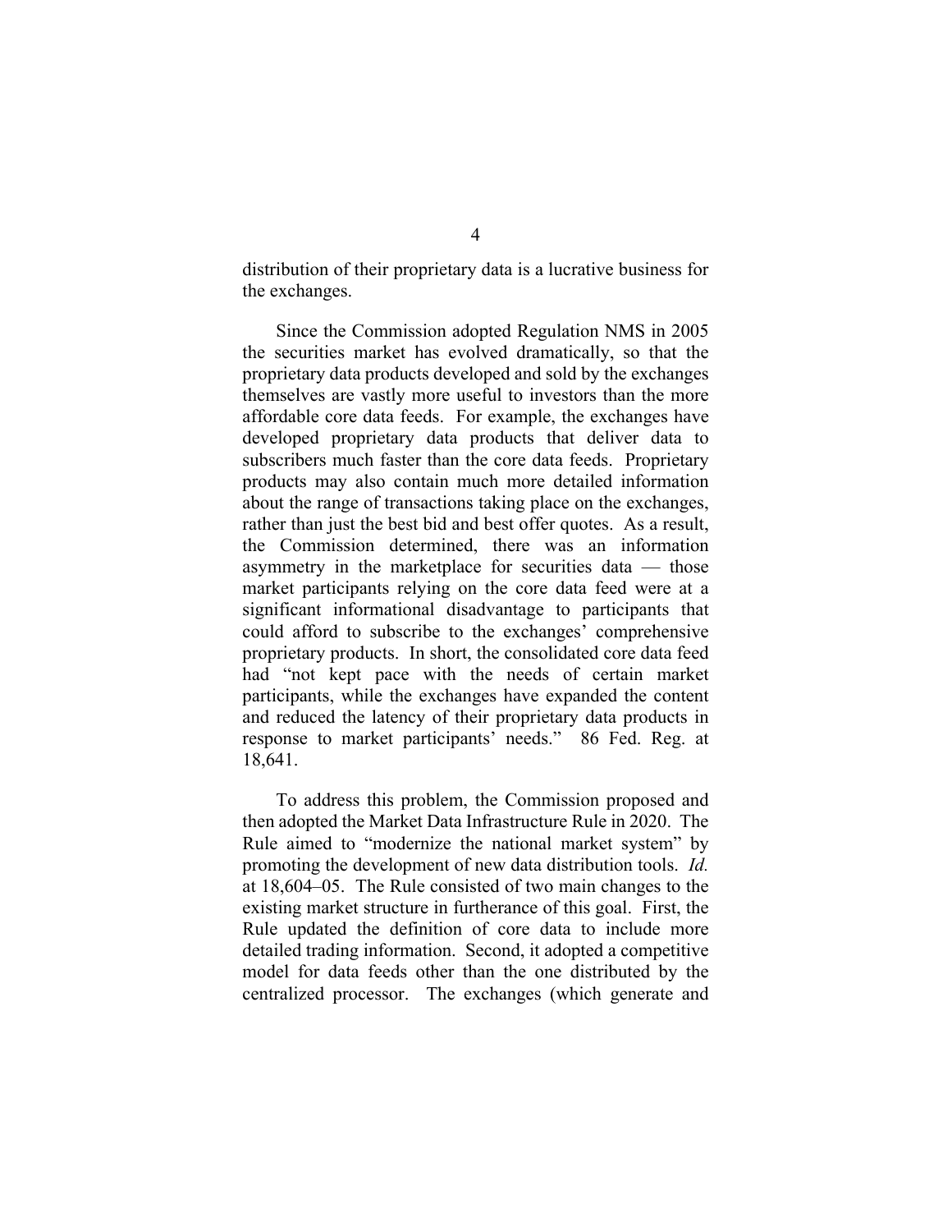distribution of their proprietary data is a lucrative business for the exchanges.

Since the Commission adopted Regulation NMS in 2005 the securities market has evolved dramatically, so that the proprietary data products developed and sold by the exchanges themselves are vastly more useful to investors than the more affordable core data feeds. For example, the exchanges have developed proprietary data products that deliver data to subscribers much faster than the core data feeds. Proprietary products may also contain much more detailed information about the range of transactions taking place on the exchanges, rather than just the best bid and best offer quotes. As a result, the Commission determined, there was an information asymmetry in the marketplace for securities data — those market participants relying on the core data feed were at a significant informational disadvantage to participants that could afford to subscribe to the exchanges' comprehensive proprietary products. In short, the consolidated core data feed had "not kept pace with the needs of certain market participants, while the exchanges have expanded the content and reduced the latency of their proprietary data products in response to market participants' needs." 86 Fed. Reg. at 18,641.

To address this problem, the Commission proposed and then adopted the Market Data Infrastructure Rule in 2020. The Rule aimed to "modernize the national market system" by promoting the development of new data distribution tools. *Id.* at 18,604–05. The Rule consisted of two main changes to the existing market structure in furtherance of this goal. First, the Rule updated the definition of core data to include more detailed trading information. Second, it adopted a competitive model for data feeds other than the one distributed by the centralized processor. The exchanges (which generate and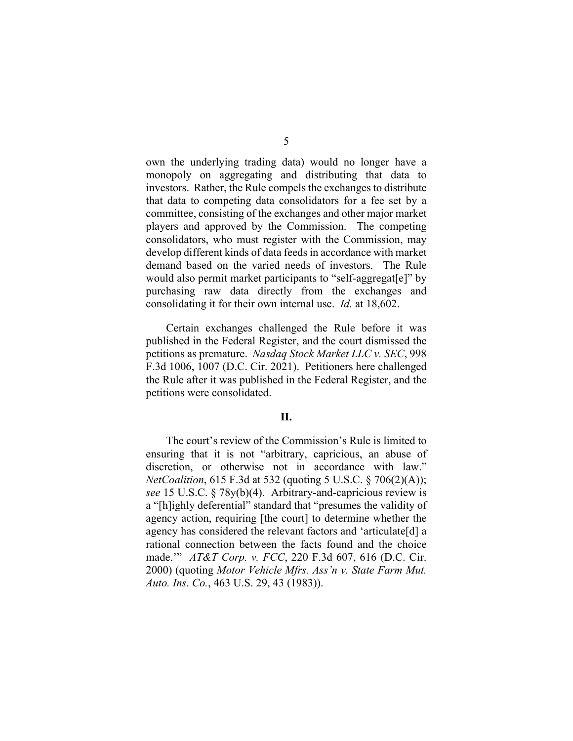own the underlying trading data) would no longer have a monopoly on aggregating and distributing that data to investors. Rather, the Rule compels the exchanges to distribute that data to competing data consolidators for a fee set by a committee, consisting of the exchanges and other major market players and approved by the Commission. The competing consolidators, who must register with the Commission, may develop different kinds of data feeds in accordance with market demand based on the varied needs of investors. The Rule would also permit market participants to "self-aggregat[e]" by purchasing raw data directly from the exchanges and consolidating it for their own internal use. *Id.* at 18,602.

Certain exchanges challenged the Rule before it was published in the Federal Register, and the court dismissed the petitions as premature. *Nasdaq Stock Market LLC v. SEC*, 998 F.3d 1006, 1007 (D.C. Cir. 2021). Petitioners here challenged the Rule after it was published in the Federal Register, and the petitions were consolidated.

**II.**

The court's review of the Commission's Rule is limited to ensuring that it is not "arbitrary, capricious, an abuse of discretion, or otherwise not in accordance with law." *NetCoalition*, 615 F.3d at 532 (quoting 5 U.S.C. § 706(2)(A)); *see* 15 U.S.C. § 78y(b)(4). Arbitrary-and-capricious review is a "[h]ighly deferential" standard that "presumes the validity of agency action, requiring [the court] to determine whether the agency has considered the relevant factors and 'articulate[d] a rational connection between the facts found and the choice made.'" *AT&T Corp. v. FCC*, 220 F.3d 607, 616 (D.C. Cir. 2000) (quoting *Motor Vehicle Mfrs. Ass'n v. State Farm Mut. Auto. Ins. Co.*, 463 U.S. 29, 43 (1983)).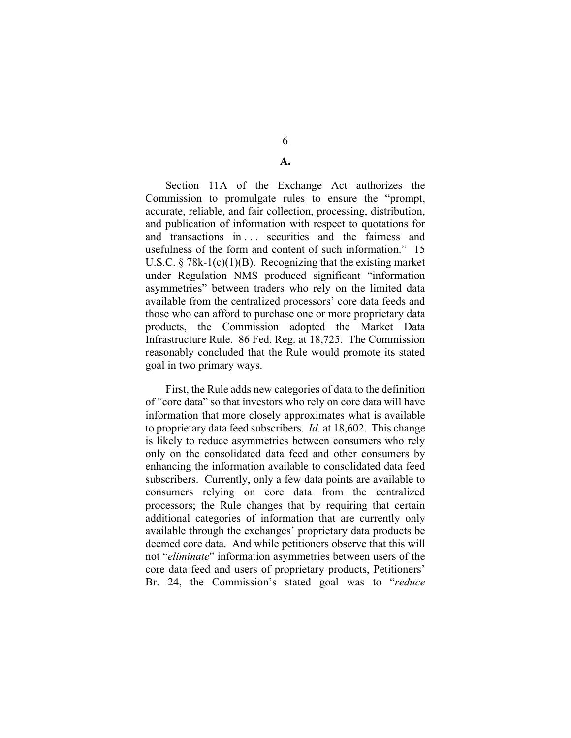**A.**

Section 11A of the Exchange Act authorizes the Commission to promulgate rules to ensure the "prompt, accurate, reliable, and fair collection, processing, distribution, and publication of information with respect to quotations for and transactions in . . . securities and the fairness and usefulness of the form and content of such information." 15 U.S.C. § 78k-1(c)(1)(B). Recognizing that the existing market under Regulation NMS produced significant "information asymmetries" between traders who rely on the limited data available from the centralized processors' core data feeds and those who can afford to purchase one or more proprietary data products, the Commission adopted the Market Data Infrastructure Rule. 86 Fed. Reg. at 18,725. The Commission reasonably concluded that the Rule would promote its stated goal in two primary ways.

First, the Rule adds new categories of data to the definition of "core data" so that investors who rely on core data will have information that more closely approximates what is available to proprietary data feed subscribers. *Id.* at 18,602. This change is likely to reduce asymmetries between consumers who rely only on the consolidated data feed and other consumers by enhancing the information available to consolidated data feed subscribers. Currently, only a few data points are available to consumers relying on core data from the centralized processors; the Rule changes that by requiring that certain additional categories of information that are currently only available through the exchanges' proprietary data products be deemed core data. And while petitioners observe that this will not "*eliminate*" information asymmetries between users of the core data feed and users of proprietary products, Petitioners' Br. 24, the Commission's stated goal was to "*reduce*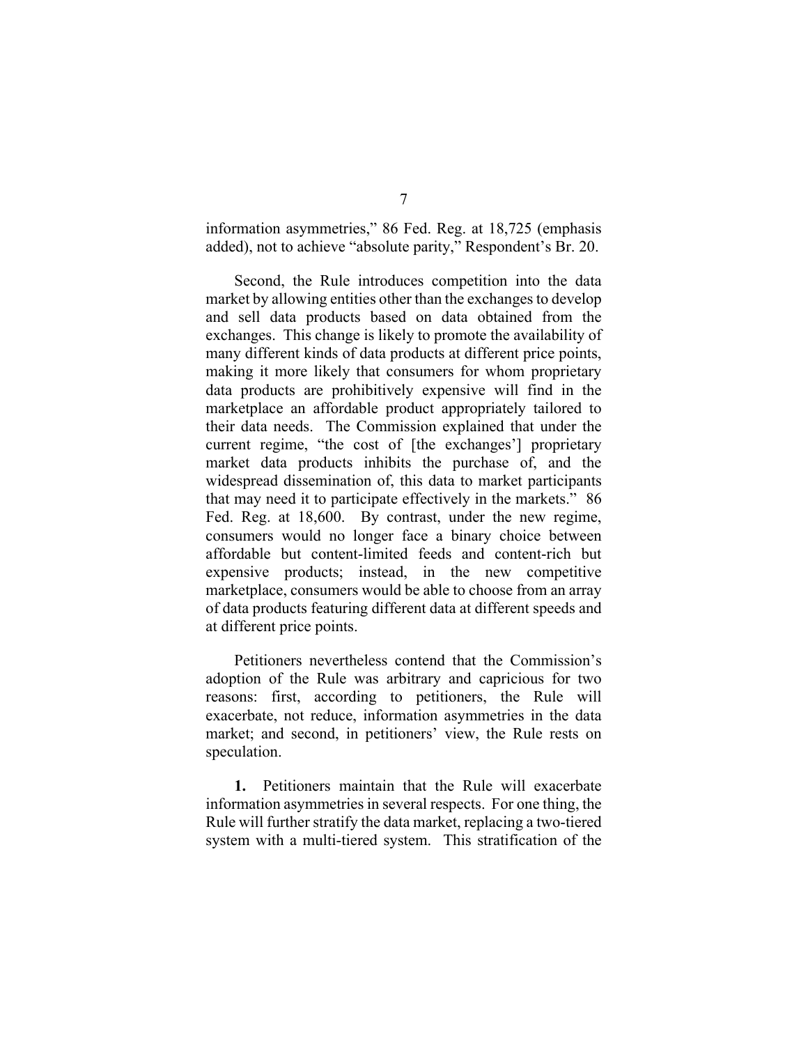information asymmetries," 86 Fed. Reg. at 18,725 (emphasis added), not to achieve "absolute parity," Respondent's Br. 20.

Second, the Rule introduces competition into the data market by allowing entities other than the exchanges to develop and sell data products based on data obtained from the exchanges. This change is likely to promote the availability of many different kinds of data products at different price points, making it more likely that consumers for whom proprietary data products are prohibitively expensive will find in the marketplace an affordable product appropriately tailored to their data needs. The Commission explained that under the current regime, "the cost of [the exchanges'] proprietary market data products inhibits the purchase of, and the widespread dissemination of, this data to market participants that may need it to participate effectively in the markets." 86 Fed. Reg. at 18,600. By contrast, under the new regime, consumers would no longer face a binary choice between affordable but content-limited feeds and content-rich but expensive products; instead, in the new competitive marketplace, consumers would be able to choose from an array of data products featuring different data at different speeds and at different price points.

Petitioners nevertheless contend that the Commission's adoption of the Rule was arbitrary and capricious for two reasons: first, according to petitioners, the Rule will exacerbate, not reduce, information asymmetries in the data market; and second, in petitioners' view, the Rule rests on speculation.

**1.** Petitioners maintain that the Rule will exacerbate information asymmetries in several respects. For one thing, the Rule will further stratify the data market, replacing a two-tiered system with a multi-tiered system. This stratification of the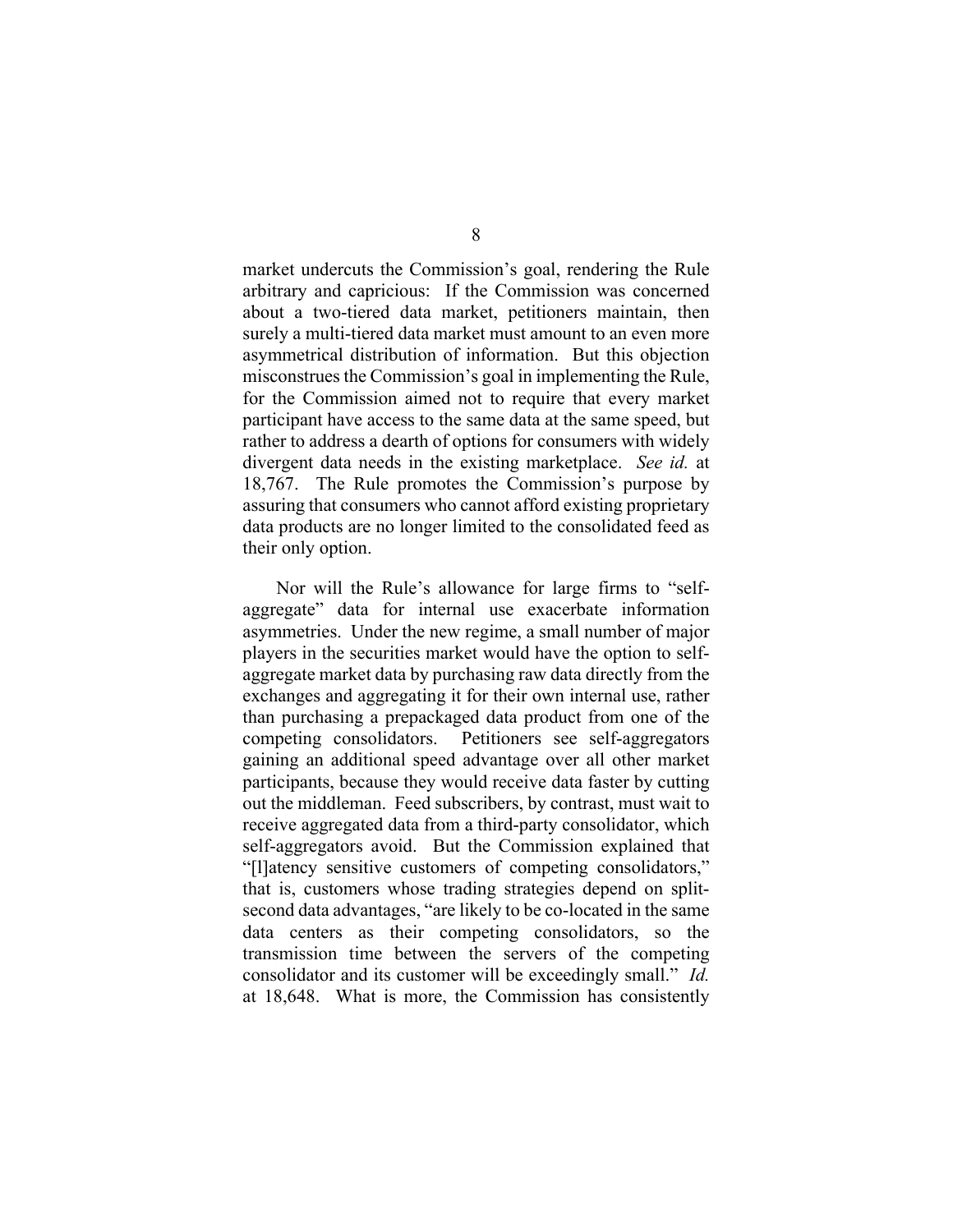market undercuts the Commission's goal, rendering the Rule arbitrary and capricious: If the Commission was concerned about a two-tiered data market, petitioners maintain, then surely a multi-tiered data market must amount to an even more asymmetrical distribution of information. But this objection misconstrues the Commission's goal in implementing the Rule, for the Commission aimed not to require that every market participant have access to the same data at the same speed, but rather to address a dearth of options for consumers with widely divergent data needs in the existing marketplace. *See id.* at 18,767. The Rule promotes the Commission's purpose by assuring that consumers who cannot afford existing proprietary data products are no longer limited to the consolidated feed as their only option.

Nor will the Rule's allowance for large firms to "self-aggregate" data for internal use exacerbate information asymmetries. Under the new regime, a small number of major players in the securities market would have the option to self-aggregate market data by purchasing raw data directly from the exchanges and aggregating it for their own internal use, rather than purchasing a prepackaged data product from one of the competing consolidators. Petitioners see self-aggregators gaining an additional speed advantage over all other market participants, because they would receive data faster by cutting out the middleman. Feed subscribers, by contrast, must wait to receive aggregated data from a third-party consolidator, which self-aggregators avoid. But the Commission explained that "[l]atency sensitive customers of competing consolidators," that is, customers whose trading strategies depend on split-second data advantages, "are likely to be co-located in the same data centers as their competing consolidators, so the transmission time between the servers of the competing consolidator and its customer will be exceedingly small." *Id.* at 18,648. What is more, the Commission has consistently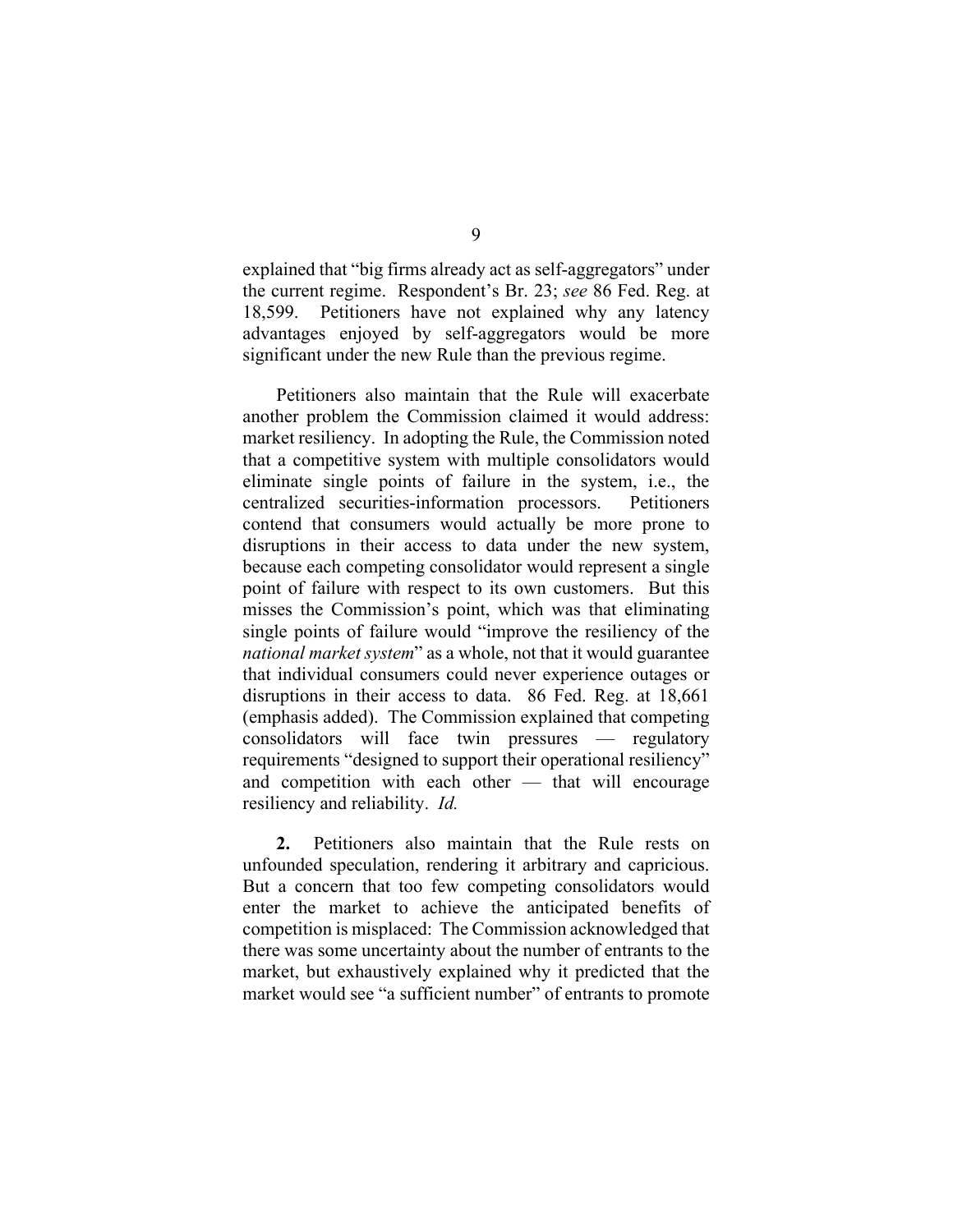explained that "big firms already act as self-aggregators" under the current regime. Respondent's Br. 23; *see* 86 Fed. Reg. at 18,599. Petitioners have not explained why any latency advantages enjoyed by self-aggregators would be more significant under the new Rule than the previous regime.

Petitioners also maintain that the Rule will exacerbate another problem the Commission claimed it would address: market resiliency. In adopting the Rule, the Commission noted that a competitive system with multiple consolidators would eliminate single points of failure in the system, i.e., the centralized securities-information processors. Petitioners contend that consumers would actually be more prone to disruptions in their access to data under the new system, because each competing consolidator would represent a single point of failure with respect to its own customers. But this misses the Commission's point, which was that eliminating single points of failure would "improve the resiliency of the *national market system*" as a whole, not that it would guarantee that individual consumers could never experience outages or disruptions in their access to data. 86 Fed. Reg. at 18,661 (emphasis added). The Commission explained that competing consolidators will face twin pressures — regulatory requirements "designed to support their operational resiliency" and competition with each other — that will encourage resiliency and reliability. *Id.*

**2.** Petitioners also maintain that the Rule rests on unfounded speculation, rendering it arbitrary and capricious. But a concern that too few competing consolidators would enter the market to achieve the anticipated benefits of competition is misplaced: The Commission acknowledged that there was some uncertainty about the number of entrants to the market, but exhaustively explained why it predicted that the market would see "a sufficient number" of entrants to promote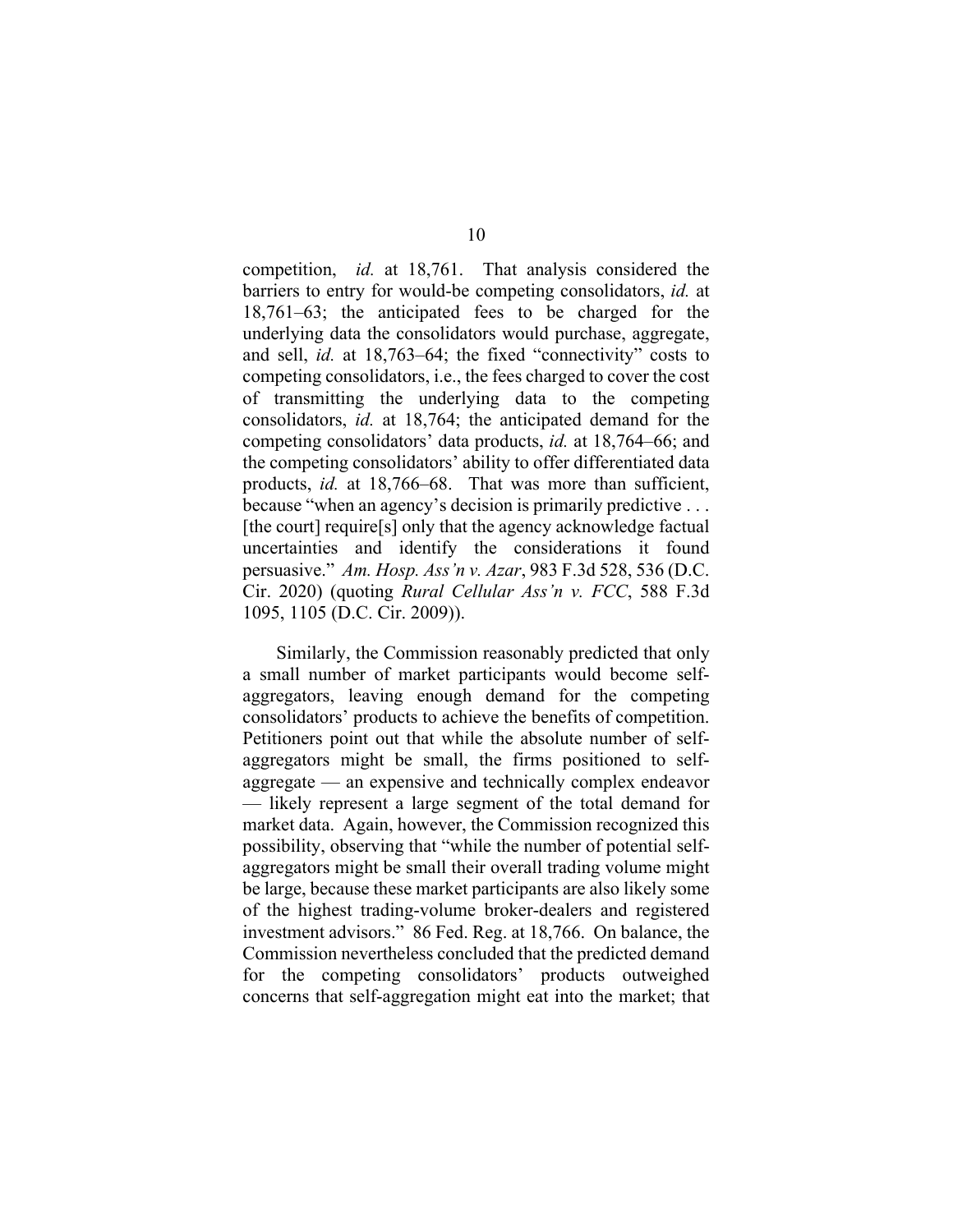competition, *id.* at 18,761. That analysis considered the barriers to entry for would-be competing consolidators, *id.* at 18,761–63; the anticipated fees to be charged for the underlying data the consolidators would purchase, aggregate, and sell, *id.* at 18,763–64; the fixed "connectivity" costs to competing consolidators, i.e., the fees charged to cover the cost of transmitting the underlying data to the competing consolidators, *id.* at 18,764; the anticipated demand for the competing consolidators' data products, *id.* at 18,764–66; and the competing consolidators' ability to offer differentiated data products, *id.* at 18,766–68. That was more than sufficient, because "when an agency's decision is primarily predictive . . . [the court] require[s] only that the agency acknowledge factual uncertainties and identify the considerations it found persuasive." *Am. Hosp. Ass'n v. Azar*, 983 F.3d 528, 536 (D.C. Cir. 2020) (quoting *Rural Cellular Ass'n v. FCC*, 588 F.3d 1095, 1105 (D.C. Cir. 2009)).

Similarly, the Commission reasonably predicted that only a small number of market participants would become self-aggregators, leaving enough demand for the competing consolidators' products to achieve the benefits of competition. Petitioners point out that while the absolute number of self-aggregators might be small, the firms positioned to self-aggregate — an expensive and technically complex endeavor — likely represent a large segment of the total demand for market data. Again, however, the Commission recognized this possibility, observing that "while the number of potential self-aggregators might be small their overall trading volume might be large, because these market participants are also likely some of the highest trading-volume broker-dealers and registered investment advisors." 86 Fed. Reg. at 18,766. On balance, the Commission nevertheless concluded that the predicted demand for the competing consolidators' products outweighed concerns that self-aggregation might eat into the market; that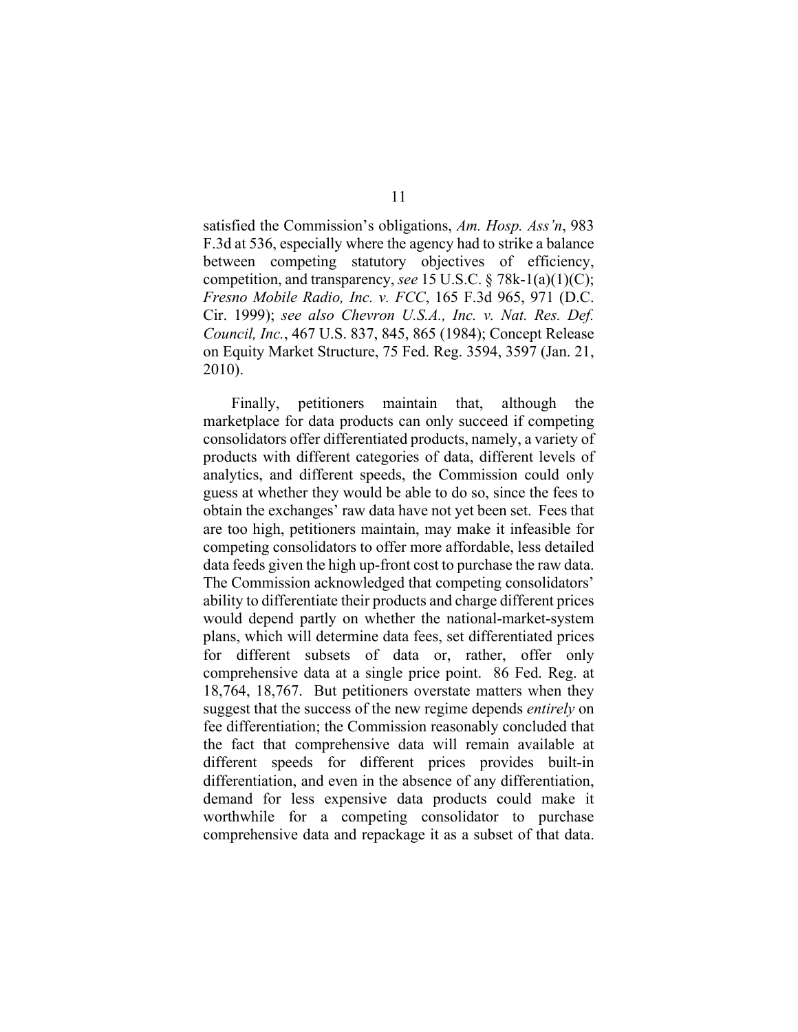satisfied the Commission's obligations, *Am. Hosp. Ass'n*, 983 F.3d at 536, especially where the agency had to strike a balance between competing statutory objectives of efficiency, competition, and transparency, *see* 15 U.S.C. § 78k-1(a)(1)(C); *Fresno Mobile Radio, Inc. v. FCC*, 165 F.3d 965, 971 (D.C. Cir. 1999); *see also Chevron U.S.A., Inc. v. Nat. Res. Def. Council, Inc.*, 467 U.S. 837, 845, 865 (1984); Concept Release on Equity Market Structure, 75 Fed. Reg. 3594, 3597 (Jan. 21, 2010).

Finally, petitioners maintain that, although the marketplace for data products can only succeed if competing consolidators offer differentiated products, namely, a variety of products with different categories of data, different levels of analytics, and different speeds, the Commission could only guess at whether they would be able to do so, since the fees to obtain the exchanges' raw data have not yet been set. Fees that are too high, petitioners maintain, may make it infeasible for competing consolidators to offer more affordable, less detailed data feeds given the high up-front cost to purchase the raw data. The Commission acknowledged that competing consolidators' ability to differentiate their products and charge different prices would depend partly on whether the national-market-system plans, which will determine data fees, set differentiated prices for different subsets of data or, rather, offer only comprehensive data at a single price point. 86 Fed. Reg. at 18,764, 18,767. But petitioners overstate matters when they suggest that the success of the new regime depends *entirely* on fee differentiation; the Commission reasonably concluded that the fact that comprehensive data will remain available at different speeds for different prices provides built-in differentiation, and even in the absence of any differentiation, demand for less expensive data products could make it worthwhile for a competing consolidator to purchase comprehensive data and repackage it as a subset of that data.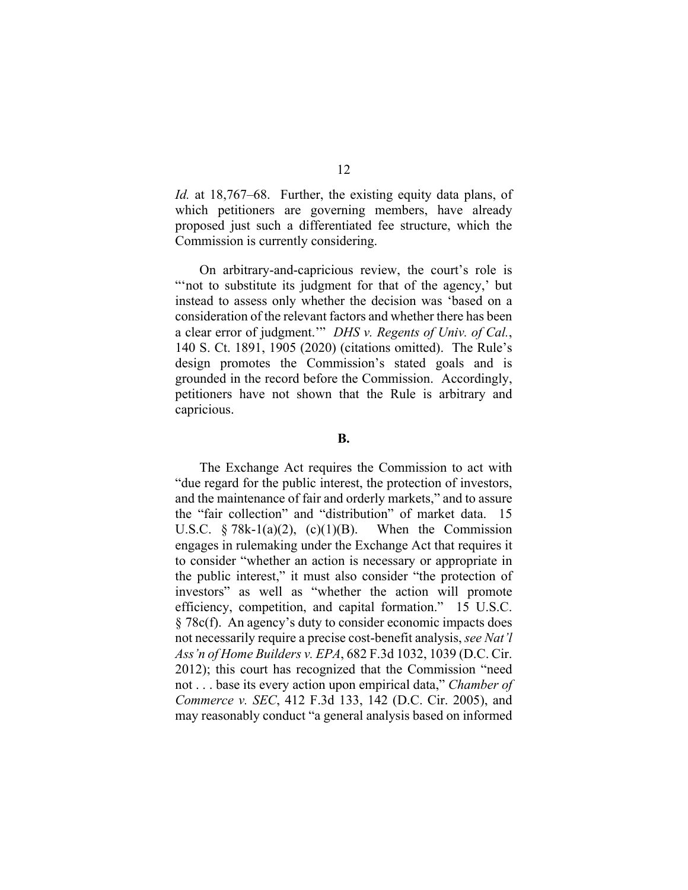*Id.* at 18,767–68. Further, the existing equity data plans, of which petitioners are governing members, have already proposed just such a differentiated fee structure, which the Commission is currently considering.

On arbitrary-and-capricious review, the court's role is "'not to substitute its judgment for that of the agency,' but instead to assess only whether the decision was 'based on a consideration of the relevant factors and whether there has been a clear error of judgment.'" *DHS v. Regents of Univ. of Cal.*, 140 S. Ct. 1891, 1905 (2020) (citations omitted). The Rule's design promotes the Commission's stated goals and is grounded in the record before the Commission. Accordingly, petitioners have not shown that the Rule is arbitrary and capricious.

**B.**

The Exchange Act requires the Commission to act with "due regard for the public interest, the protection of investors, and the maintenance of fair and orderly markets," and to assure the "fair collection" and "distribution" of market data. 15 U.S.C. § 78k-1(a)(2), (c)(1)(B). When the Commission engages in rulemaking under the Exchange Act that requires it to consider "whether an action is necessary or appropriate in the public interest," it must also consider "the protection of investors" as well as "whether the action will promote efficiency, competition, and capital formation." 15 U.S.C. § 78c(f). An agency's duty to consider economic impacts does not necessarily require a precise cost-benefit analysis, *see Nat'l Ass'n of Home Builders v. EPA*, 682 F.3d 1032, 1039 (D.C. Cir. 2012); this court has recognized that the Commission "need not . . . base its every action upon empirical data," *Chamber of Commerce v. SEC*, 412 F.3d 133, 142 (D.C. Cir. 2005), and may reasonably conduct "a general analysis based on informed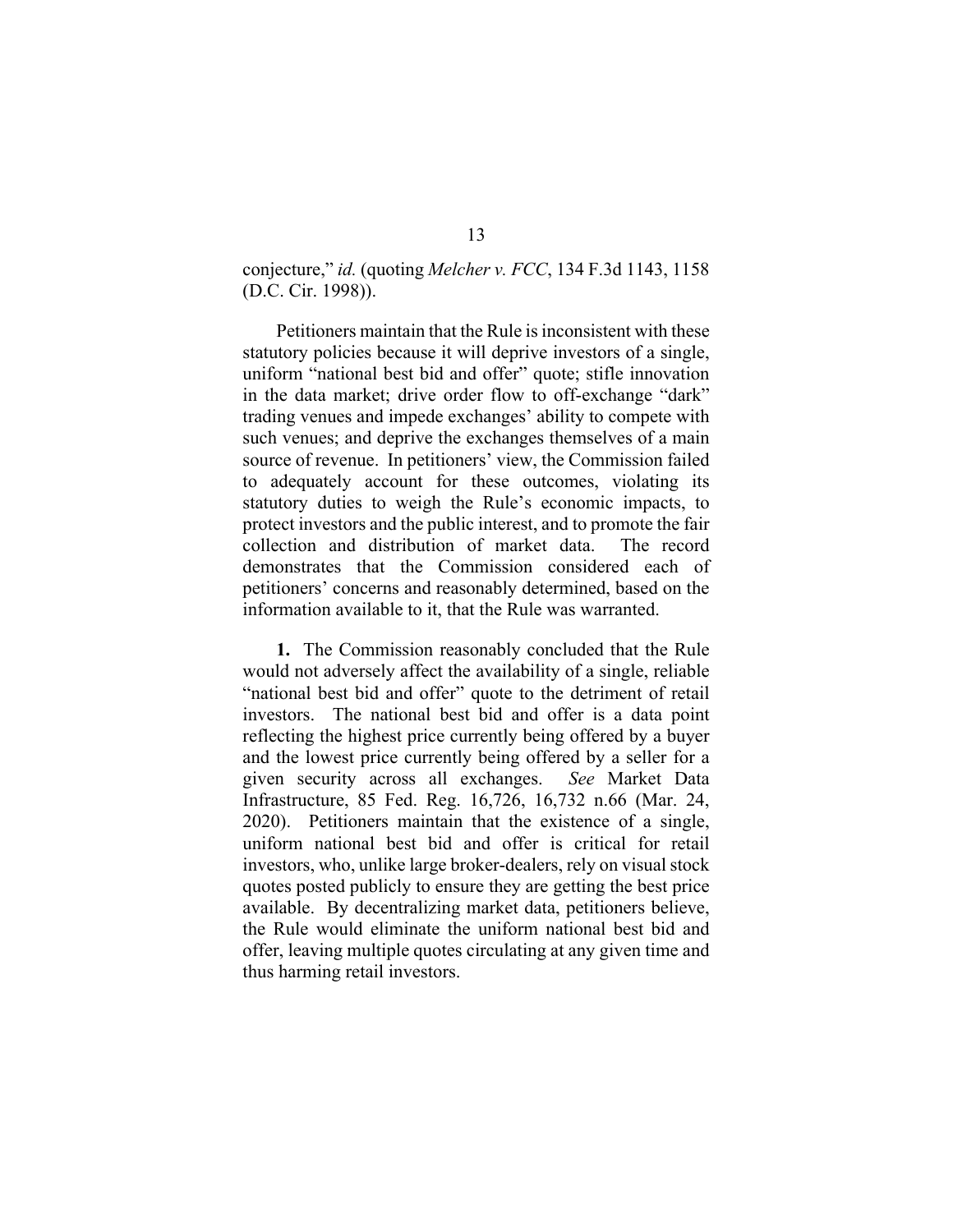conjecture," *id.* (quoting *Melcher v. FCC*, 134 F.3d 1143, 1158 (D.C. Cir. 1998)).

Petitioners maintain that the Rule is inconsistent with these statutory policies because it will deprive investors of a single, uniform "national best bid and offer" quote; stifle innovation in the data market; drive order flow to off-exchange "dark" trading venues and impede exchanges' ability to compete with such venues; and deprive the exchanges themselves of a main source of revenue. In petitioners' view, the Commission failed to adequately account for these outcomes, violating its statutory duties to weigh the Rule's economic impacts, to protect investors and the public interest, and to promote the fair collection and distribution of market data. The record demonstrates that the Commission considered each of petitioners' concerns and reasonably determined, based on the information available to it, that the Rule was warranted.

**1.** The Commission reasonably concluded that the Rule would not adversely affect the availability of a single, reliable "national best bid and offer" quote to the detriment of retail investors. The national best bid and offer is a data point reflecting the highest price currently being offered by a buyer and the lowest price currently being offered by a seller for a given security across all exchanges. *See* Market Data Infrastructure, 85 Fed. Reg. 16,726, 16,732 n.66 (Mar. 24, 2020). Petitioners maintain that the existence of a single, uniform national best bid and offer is critical for retail investors, who, unlike large broker-dealers, rely on visual stock quotes posted publicly to ensure they are getting the best price available. By decentralizing market data, petitioners believe, the Rule would eliminate the uniform national best bid and offer, leaving multiple quotes circulating at any given time and thus harming retail investors.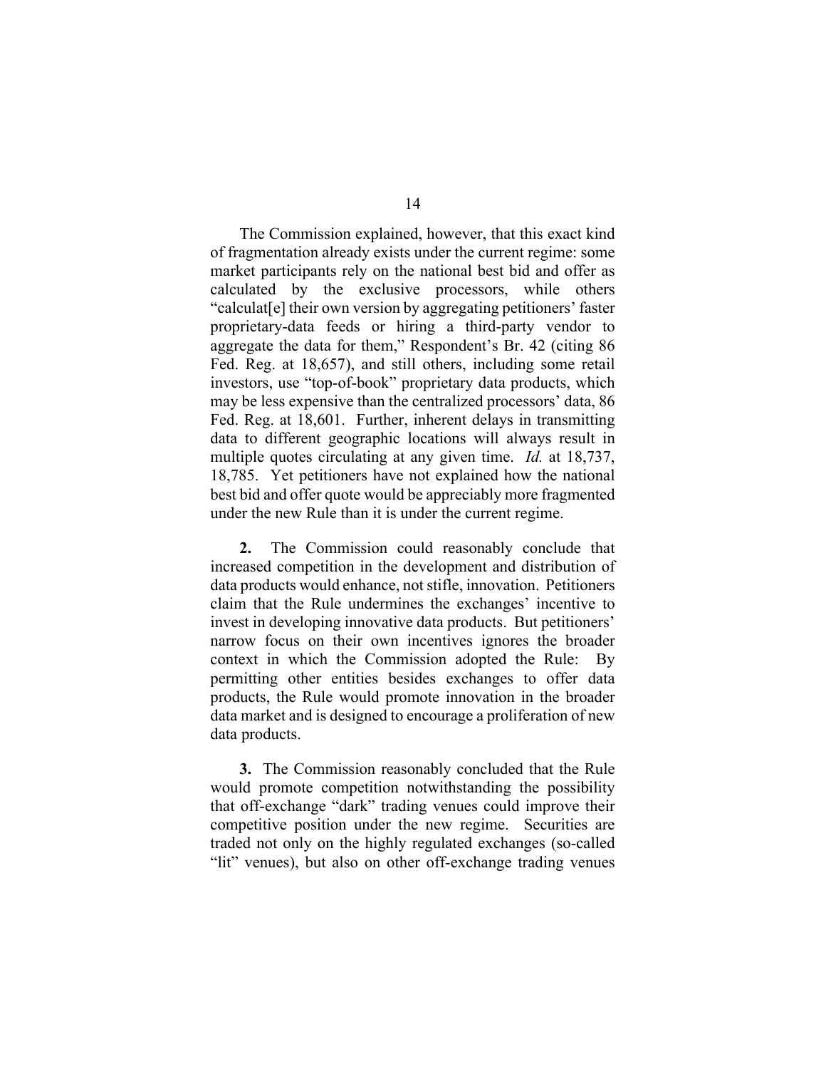The Commission explained, however, that this exact kind of fragmentation already exists under the current regime: some market participants rely on the national best bid and offer as calculated by the exclusive processors, while others "calculat[e] their own version by aggregating petitioners' faster proprietary-data feeds or hiring a third-party vendor to aggregate the data for them," Respondent's Br. 42 (citing 86 Fed. Reg. at 18,657), and still others, including some retail investors, use "top-of-book" proprietary data products, which may be less expensive than the centralized processors' data, 86 Fed. Reg. at 18,601. Further, inherent delays in transmitting data to different geographic locations will always result in multiple quotes circulating at any given time. *Id.* at 18,737, 18,785. Yet petitioners have not explained how the national best bid and offer quote would be appreciably more fragmented under the new Rule than it is under the current regime.

**2.** The Commission could reasonably conclude that increased competition in the development and distribution of data products would enhance, not stifle, innovation. Petitioners claim that the Rule undermines the exchanges' incentive to invest in developing innovative data products. But petitioners' narrow focus on their own incentives ignores the broader context in which the Commission adopted the Rule: By permitting other entities besides exchanges to offer data products, the Rule would promote innovation in the broader data market and is designed to encourage a proliferation of new data products.

**3.** The Commission reasonably concluded that the Rule would promote competition notwithstanding the possibility that off-exchange "dark" trading venues could improve their competitive position under the new regime. Securities are traded not only on the highly regulated exchanges (so-called "lit" venues), but also on other off-exchange trading venues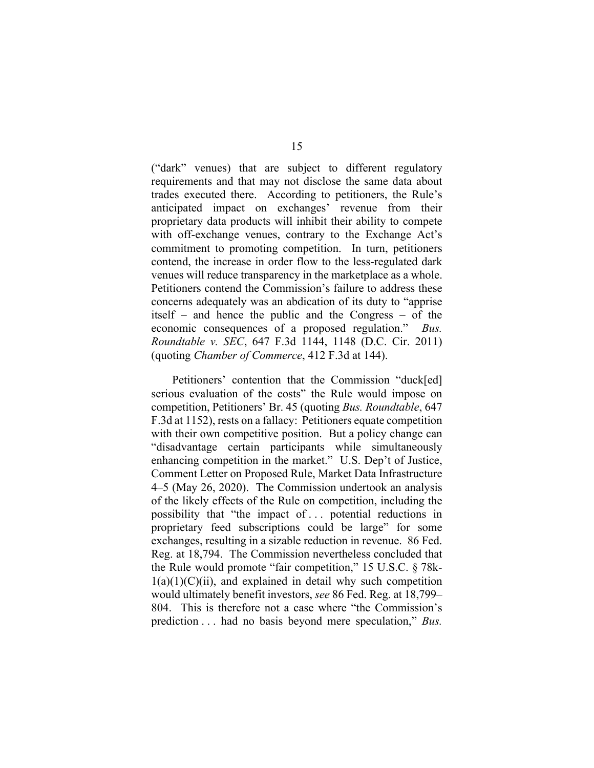("dark" venues) that are subject to different regulatory requirements and that may not disclose the same data about trades executed there. According to petitioners, the Rule's anticipated impact on exchanges' revenue from their proprietary data products will inhibit their ability to compete with off-exchange venues, contrary to the Exchange Act's commitment to promoting competition. In turn, petitioners contend, the increase in order flow to the less-regulated dark venues will reduce transparency in the marketplace as a whole. Petitioners contend the Commission's failure to address these concerns adequately was an abdication of its duty to "apprise itself – and hence the public and the Congress – of the economic consequences of a proposed regulation." *Bus. Roundtable v. SEC*, 647 F.3d 1144, 1148 (D.C. Cir. 2011) (quoting *Chamber of Commerce*, 412 F.3d at 144).

Petitioners' contention that the Commission "duck[ed] serious evaluation of the costs" the Rule would impose on competition, Petitioners' Br. 45 (quoting *Bus. Roundtable*, 647 F.3d at 1152), rests on a fallacy: Petitioners equate competition with their own competitive position. But a policy change can "disadvantage certain participants while simultaneously enhancing competition in the market." U.S. Dep't of Justice, Comment Letter on Proposed Rule, Market Data Infrastructure 4–5 (May 26, 2020). The Commission undertook an analysis of the likely effects of the Rule on competition, including the possibility that "the impact of . . . potential reductions in proprietary feed subscriptions could be large" for some exchanges, resulting in a sizable reduction in revenue. 86 Fed. Reg. at 18,794. The Commission nevertheless concluded that the Rule would promote "fair competition," 15 U.S.C. § 78k-1(a)(1)(C)(ii), and explained in detail why such competition would ultimately benefit investors, *see* 86 Fed. Reg. at 18,799–804. This is therefore not a case where "the Commission's prediction . . . had no basis beyond mere speculation," *Bus.*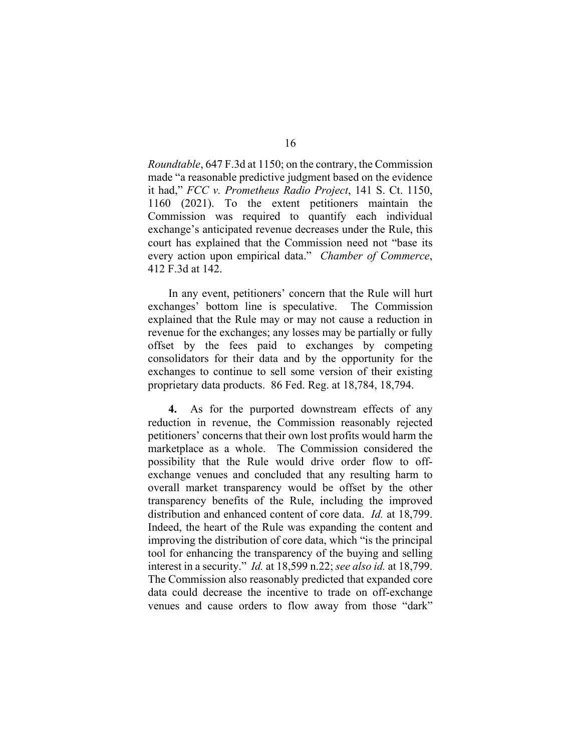*Roundtable*, 647 F.3d at 1150; on the contrary, the Commission made "a reasonable predictive judgment based on the evidence it had," *FCC v. Prometheus Radio Project*, 141 S. Ct. 1150, 1160 (2021). To the extent petitioners maintain the Commission was required to quantify each individual exchange's anticipated revenue decreases under the Rule, this court has explained that the Commission need not "base its every action upon empirical data." *Chamber of Commerce*, 412 F.3d at 142.

In any event, petitioners' concern that the Rule will hurt exchanges' bottom line is speculative. The Commission explained that the Rule may or may not cause a reduction in revenue for the exchanges; any losses may be partially or fully offset by the fees paid to exchanges by competing consolidators for their data and by the opportunity for the exchanges to continue to sell some version of their existing proprietary data products. 86 Fed. Reg. at 18,784, 18,794.

**4.** As for the purported downstream effects of any reduction in revenue, the Commission reasonably rejected petitioners' concerns that their own lost profits would harm the marketplace as a whole. The Commission considered the possibility that the Rule would drive order flow to off-exchange venues and concluded that any resulting harm to overall market transparency would be offset by the other transparency benefits of the Rule, including the improved distribution and enhanced content of core data. *Id.* at 18,799. Indeed, the heart of the Rule was expanding the content and improving the distribution of core data, which "is the principal tool for enhancing the transparency of the buying and selling interest in a security." *Id.* at 18,599 n.22; *see also id.* at 18,799. The Commission also reasonably predicted that expanded core data could decrease the incentive to trade on off-exchange venues and cause orders to flow away from those "dark"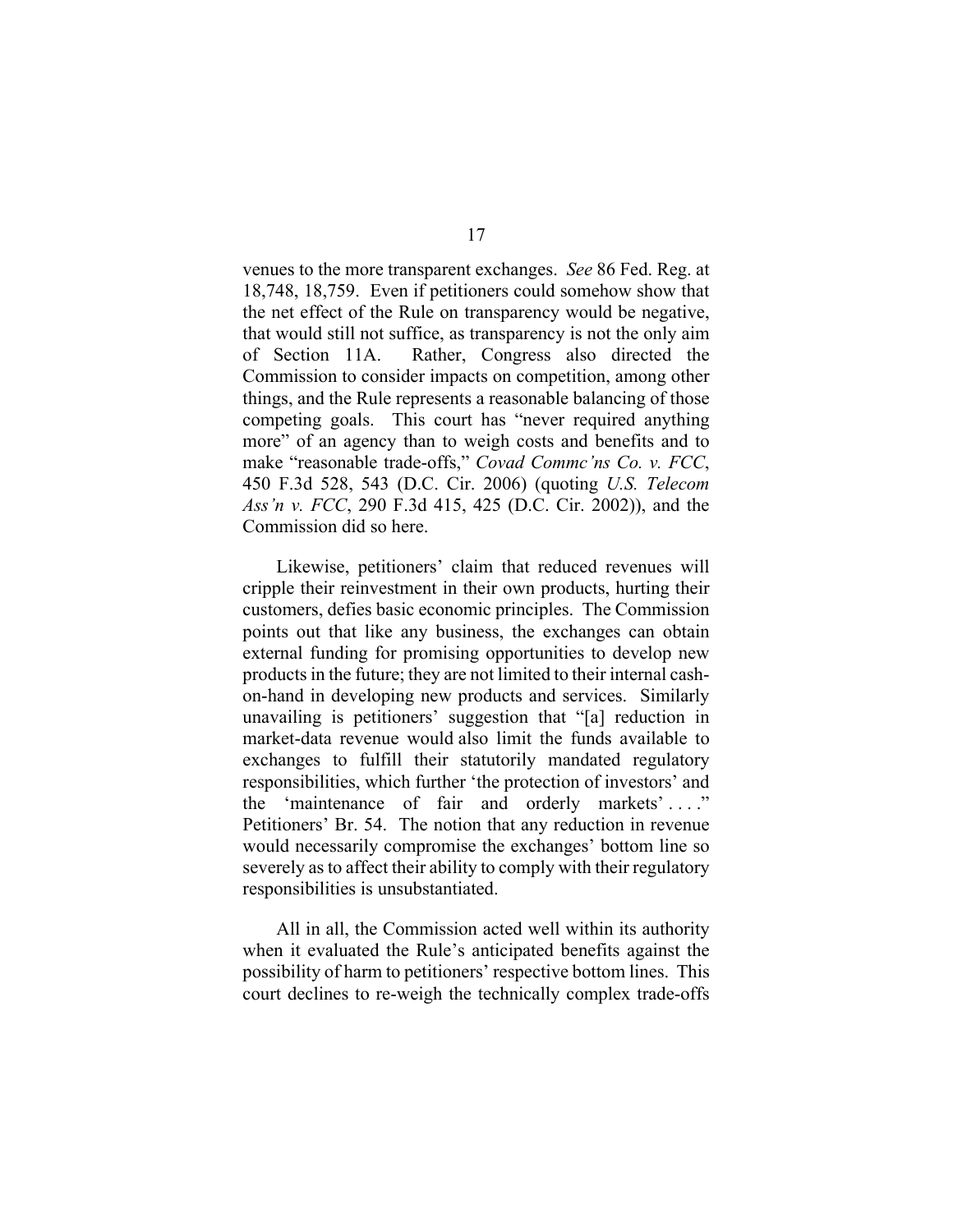venues to the more transparent exchanges. *See* 86 Fed. Reg. at 18,748, 18,759. Even if petitioners could somehow show that the net effect of the Rule on transparency would be negative, that would still not suffice, as transparency is not the only aim of Section 11A. Rather, Congress also directed the Commission to consider impacts on competition, among other things, and the Rule represents a reasonable balancing of those competing goals. This court has "never required anything more" of an agency than to weigh costs and benefits and to make "reasonable trade-offs," *Covad Commc'ns Co. v. FCC*, 450 F.3d 528, 543 (D.C. Cir. 2006) (quoting *U.S. Telecom Ass'n v. FCC*, 290 F.3d 415, 425 (D.C. Cir. 2002)), and the Commission did so here.

Likewise, petitioners' claim that reduced revenues will cripple their reinvestment in their own products, hurting their customers, defies basic economic principles. The Commission points out that like any business, the exchanges can obtain external funding for promising opportunities to develop new products in the future; they are not limited to their internal cash-on-hand in developing new products and services. Similarly unavailing is petitioners' suggestion that "[a] reduction in market-data revenue would also limit the funds available to exchanges to fulfill their statutorily mandated regulatory responsibilities, which further 'the protection of investors' and the 'maintenance of fair and orderly markets' . . . ." Petitioners' Br. 54. The notion that any reduction in revenue would necessarily compromise the exchanges' bottom line so severely as to affect their ability to comply with their regulatory responsibilities is unsubstantiated.

All in all, the Commission acted well within its authority when it evaluated the Rule's anticipated benefits against the possibility of harm to petitioners' respective bottom lines. This court declines to re-weigh the technically complex trade-offs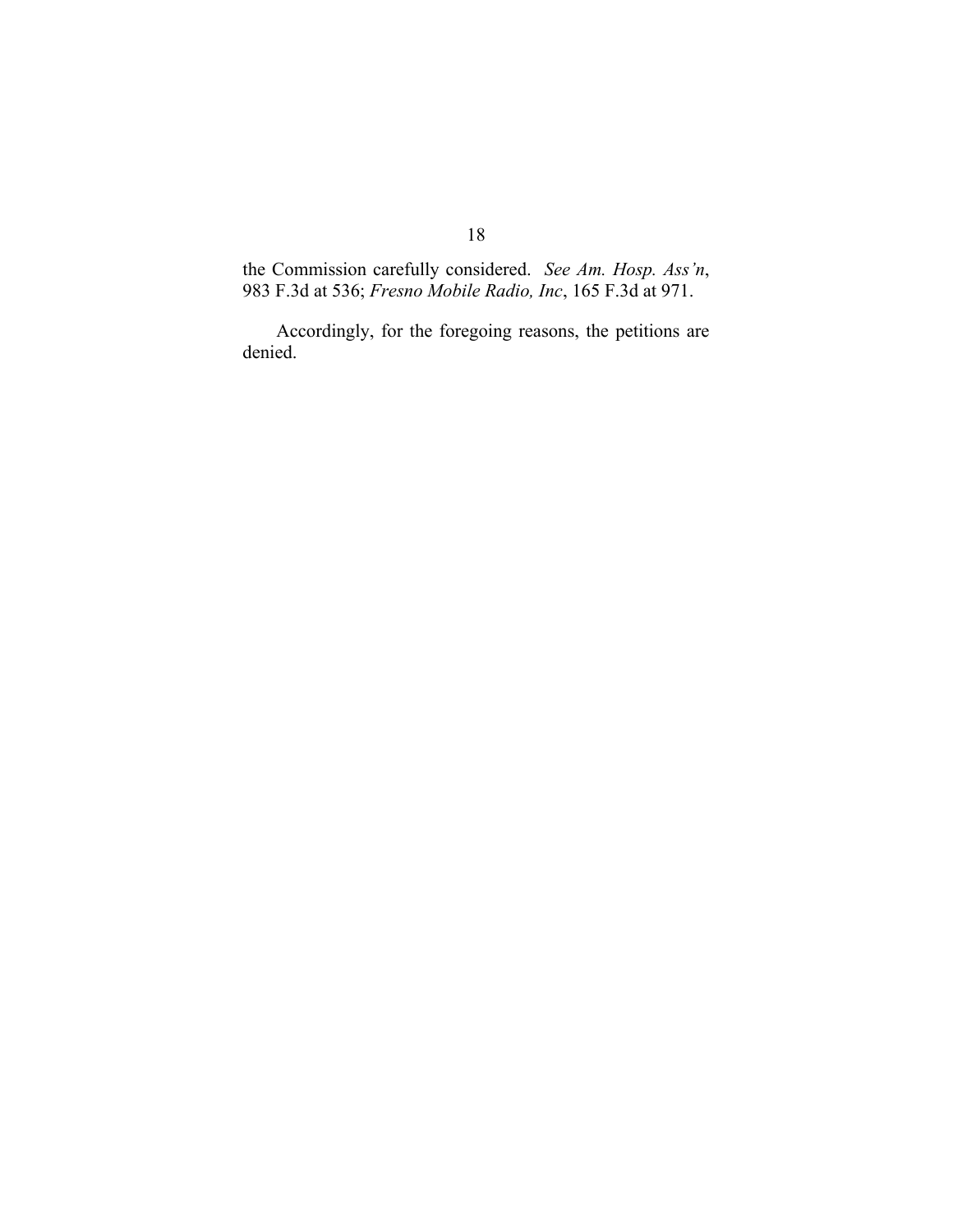the Commission carefully considered. *See Am. Hosp. Ass'n*, 983 F.3d at 536; *Fresno Mobile Radio, Inc*, 165 F.3d at 971.

Accordingly, for the foregoing reasons, the petitions are denied.